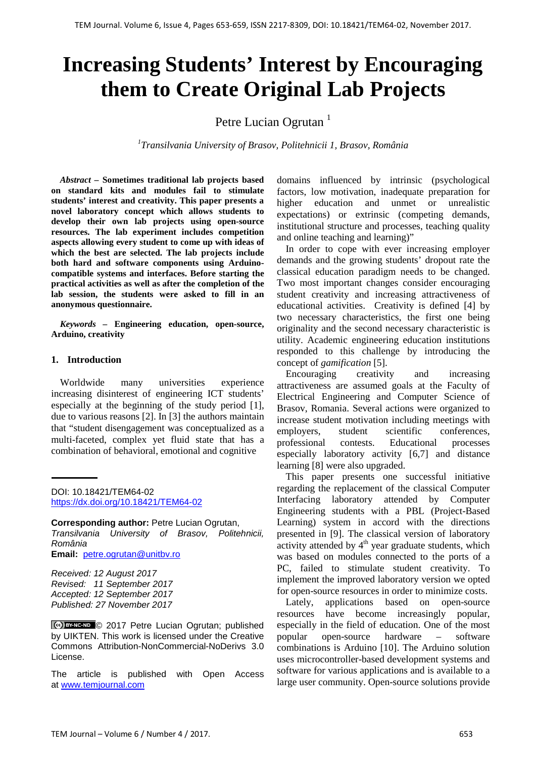# Increasing Students' Interest by Encouraging them to Create Original Lab Projects

Petre Lucian Ogrutan [1]

[1] *Transilvania University of Brasov, Politehnicii 1, Brasov, România*

***Abstract*** **– Sometimes traditional lab projects based on standard kits and modules fail to stimulate students' interest and creativity. This paper presents a novel laboratory concept which allows students to develop their own lab projects using open-source resources. The lab experiment includes competition aspects allowing every student to come up with ideas of which the best are selected. The lab projects include both hard and software components using Arduino-compatible systems and interfaces. Before starting the practical activities as well as after the completion of the lab session, the students were asked to fill in an anonymous questionnaire.**

***Keywords*** **– Engineering education, open-source, Arduino, creativity**

DOI: 10.18421/TEM64-02
https://dx.doi.org/10.18421/TEM64-02

**Corresponding author:** Petre Lucian Ogrutan, *Transilvania University of Brasov, Politehnicii, România*
**Email:** petre.ogrutan@unitbv.ro

*Received: 12 August 2017*
*Revised: 11 September 2017*
*Accepted: 12 September 2017*
*Published: 27 November 2017*

© 2017 Petre Lucian Ogrutan; published by UIKTEN. This work is licensed under the Creative Commons Attribution-NonCommercial-NoDerivs 3.0 License.

The article is published with Open Access at www.temjournal.com

## 1. Introduction

Worldwide many universities experience increasing disinterest of engineering ICT students' especially at the beginning of the study period [1], due to various reasons [2]. In [3] the authors maintain that "student disengagement was conceptualized as a multi-faceted, complex yet fluid state that has a combination of behavioral, emotional and cognitive domains influenced by intrinsic (psychological factors, low motivation, inadequate preparation for higher education and unmet or unrealistic expectations) or extrinsic (competing demands, institutional structure and processes, teaching quality and online teaching and learning)"

In order to cope with ever increasing employer demands and the growing students' dropout rate the classical education paradigm needs to be changed. Two most important changes consider encouraging student creativity and increasing attractiveness of educational activities. Creativity is defined [4] by two necessary characteristics, the first one being originality and the second necessary characteristic is utility. Academic engineering education institutions responded to this challenge by introducing the concept of *gamification* [5].

Encouraging creativity and increasing attractiveness are assumed goals at the Faculty of Electrical Engineering and Computer Science of Brasov, Romania. Several actions were organized to increase student motivation including meetings with employers, student scientific conferences, professional contests. Educational processes especially laboratory activity [6,7] and distance learning [8] were also upgraded.

This paper presents one successful initiative regarding the replacement of the classical Computer Interfacing laboratory attended by Computer Engineering students with a PBL (Project-Based Learning) system in accord with the directions presented in [9]. The classical version of laboratory activity attended by 4th year graduate students, which was based on modules connected to the ports of a PC, failed to stimulate student creativity. To implement the improved laboratory version we opted for open-source resources in order to minimize costs.

Lately, applications based on open-source resources have become increasingly popular, especially in the field of education. One of the most popular open-source hardware – software combinations is Arduino [10]. The Arduino solution uses microcontroller-based development systems and software for various applications and is available to a large user community. Open-source solutions provide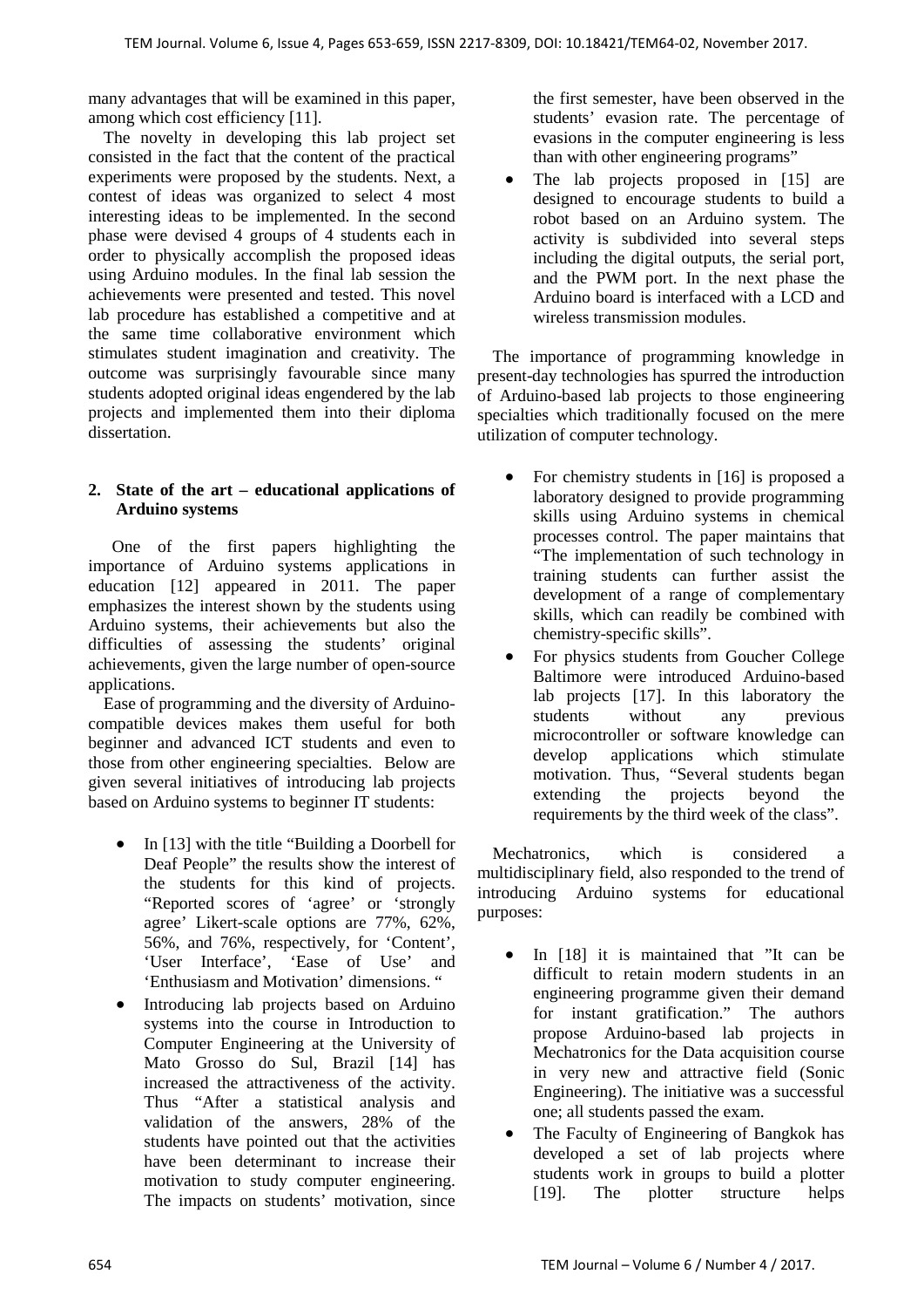many advantages that will be examined in this paper, among which cost efficiency [11].

The novelty in developing this lab project set consisted in the fact that the content of the practical experiments were proposed by the students. Next, a contest of ideas was organized to select 4 most interesting ideas to be implemented. In the second phase were devised 4 groups of 4 students each in order to physically accomplish the proposed ideas using Arduino modules. In the final lab session the achievements were presented and tested. This novel lab procedure has established a competitive and at the same time collaborative environment which stimulates student imagination and creativity. The outcome was surprisingly favourable since many students adopted original ideas engendered by the lab projects and implemented them into their diploma dissertation.

## 2. State of the art – educational applications of Arduino systems

One of the first papers highlighting the importance of Arduino systems applications in education [12] appeared in 2011. The paper emphasizes the interest shown by the students using Arduino systems, their achievements but also the difficulties of assessing the students' original achievements, given the large number of open-source applications.

Ease of programming and the diversity of Arduino-compatible devices makes them useful for both beginner and advanced ICT students and even to those from other engineering specialties. Below are given several initiatives of introducing lab projects based on Arduino systems to beginner IT students:

- In [13] with the title "Building a Doorbell for Deaf People" the results show the interest of the students for this kind of projects. "Reported scores of 'agree' or 'strongly agree' Likert-scale options are 77%, 62%, 56%, and 76%, respectively, for 'Content', 'User Interface', 'Ease of Use' and 'Enthusiasm and Motivation' dimensions. "
- Introducing lab projects based on Arduino systems into the course in Introduction to Computer Engineering at the University of Mato Grosso do Sul, Brazil [14] has increased the attractiveness of the activity. Thus "After a statistical analysis and validation of the answers, 28% of the students have pointed out that the activities have been determinant to increase their motivation to study computer engineering. The impacts on students' motivation, since the first semester, have been observed in the students' evasion rate. The percentage of evasions in the computer engineering is less than with other engineering programs"
- The lab projects proposed in [15] are designed to encourage students to build a robot based on an Arduino system. The activity is subdivided into several steps including the digital outputs, the serial port, and the PWM port. In the next phase the Arduino board is interfaced with a LCD and wireless transmission modules.

The importance of programming knowledge in present-day technologies has spurred the introduction of Arduino-based lab projects to those engineering specialties which traditionally focused on the mere utilization of computer technology.

- For chemistry students in [16] is proposed a laboratory designed to provide programming skills using Arduino systems in chemical processes control. The paper maintains that "The implementation of such technology in training students can further assist the development of a range of complementary skills, which can readily be combined with chemistry-specific skills".
- For physics students from Goucher College Baltimore were introduced Arduino-based lab projects [17]. In this laboratory the students without any previous microcontroller or software knowledge can develop applications which stimulate motivation. Thus, "Several students began extending the projects beyond the requirements by the third week of the class".

Mechatronics, which is considered a multidisciplinary field, also responded to the trend of introducing Arduino systems for educational purposes:

- In [18] it is maintained that "It can be difficult to retain modern students in an engineering programme given their demand for instant gratification." The authors propose Arduino-based lab projects in Mechatronics for the Data acquisition course in very new and attractive field (Sonic Engineering). The initiative was a successful one; all students passed the exam.
- The Faculty of Engineering of Bangkok has developed a set of lab projects where students work in groups to build a plotter [19]. The plotter structure helps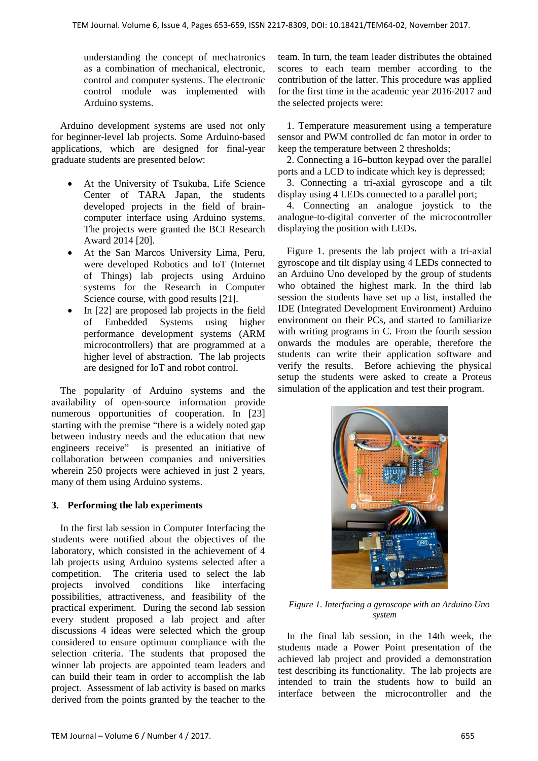understanding the concept of mechatronics as a combination of mechanical, electronic, control and computer systems. The electronic control module was implemented with Arduino systems.

Arduino development systems are used not only for beginner-level lab projects. Some Arduino-based applications, which are designed for final-year graduate students are presented below:

- At the University of Tsukuba, Life Science Center of TARA Japan, the students developed projects in the field of brain-computer interface using Arduino systems. The projects were granted the BCI Research Award 2014 [20].
- At the San Marcos University Lima, Peru, were developed Robotics and IoT (Internet of Things) lab projects using Arduino systems for the Research in Computer Science course, with good results [21].
- In [22] are proposed lab projects in the field of Embedded Systems using higher performance development systems (ARM microcontrollers) that are programmed at a higher level of abstraction. The lab projects are designed for IoT and robot control.

The popularity of Arduino systems and the availability of open-source information provide numerous opportunities of cooperation. In [23] starting with the premise "there is a widely noted gap between industry needs and the education that new engineers receive" is presented an initiative of collaboration between companies and universities wherein 250 projects were achieved in just 2 years, many of them using Arduino systems.

## 3. Performing the lab experiments

In the first lab session in Computer Interfacing the students were notified about the objectives of the laboratory, which consisted in the achievement of 4 lab projects using Arduino systems selected after a competition. The criteria used to select the lab projects involved conditions like interfacing possibilities, attractiveness, and feasibility of the practical experiment. During the second lab session every student proposed a lab project and after discussions 4 ideas were selected which the group considered to ensure optimum compliance with the selection criteria. The students that proposed the winner lab projects are appointed team leaders and can build their team in order to accomplish the lab project. Assessment of lab activity is based on marks derived from the points granted by the teacher to the team. In turn, the team leader distributes the obtained scores to each team member according to the contribution of the latter. This procedure was applied for the first time in the academic year 2016-2017 and the selected projects were:

1. Temperature measurement using a temperature sensor and PWM controlled dc fan motor in order to keep the temperature between 2 thresholds;
2. Connecting a 16–button keypad over the parallel ports and a LCD to indicate which key is depressed;
3. Connecting a tri-axial gyroscope and a tilt display using 4 LEDs connected to a parallel port;
4. Connecting an analogue joystick to the analogue-to-digital converter of the microcontroller displaying the position with LEDs.

Figure 1. presents the lab project with a tri-axial gyroscope and tilt display using 4 LEDs connected to an Arduino Uno developed by the group of students who obtained the highest mark. In the third lab session the students have set up a list, installed the IDE (Integrated Development Environment) Arduino environment on their PCs, and started to familiarize with writing programs in C. From the fourth session onwards the modules are operable, therefore the students can write their application software and verify the results. Before achieving the physical setup the students were asked to create a Proteus simulation of the application and test their program.

*Figure 1. Interfacing a gyroscope with an Arduino Uno system*

In the final lab session, in the 14th week, the students made a Power Point presentation of the achieved lab project and provided a demonstration test describing its functionality. The lab projects are intended to train the students how to build an interface between the microcontroller and the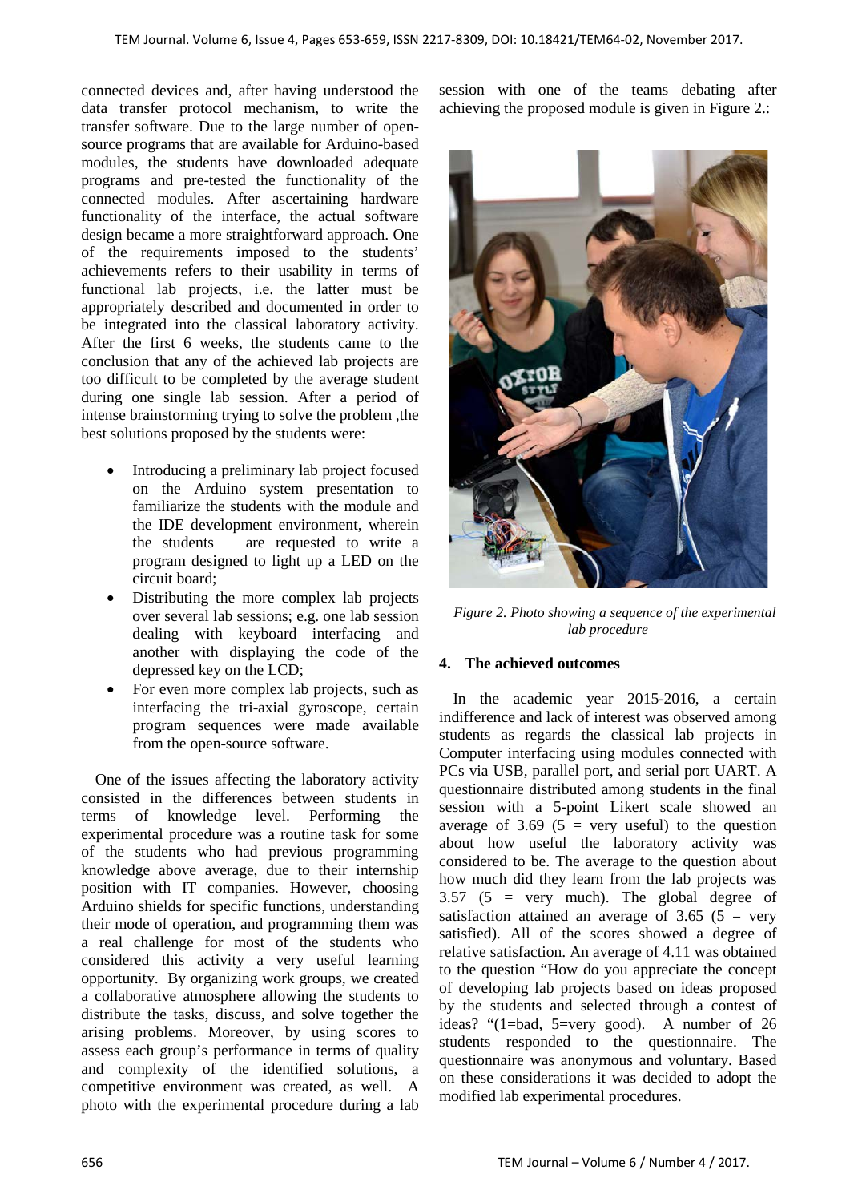connected devices and, after having understood the data transfer protocol mechanism, to write the transfer software. Due to the large number of open-source programs that are available for Arduino-based modules, the students have downloaded adequate programs and pre-tested the functionality of the connected modules. After ascertaining hardware functionality of the interface, the actual software design became a more straightforward approach. One of the requirements imposed to the students' achievements refers to their usability in terms of functional lab projects, i.e. the latter must be appropriately described and documented in order to be integrated into the classical laboratory activity. After the first 6 weeks, the students came to the conclusion that any of the achieved lab projects are too difficult to be completed by the average student during one single lab session. After a period of intense brainstorming trying to solve the problem ,the best solutions proposed by the students were:

- Introducing a preliminary lab project focused on the Arduino system presentation to familiarize the students with the module and the IDE development environment, wherein the students are requested to write a program designed to light up a LED on the circuit board;
- Distributing the more complex lab projects over several lab sessions; e.g. one lab session dealing with keyboard interfacing and another with displaying the code of the depressed key on the LCD;
- For even more complex lab projects, such as interfacing the tri-axial gyroscope, certain program sequences were made available from the open-source software.

One of the issues affecting the laboratory activity consisted in the differences between students in terms of knowledge level. Performing the experimental procedure was a routine task for some of the students who had previous programming knowledge above average, due to their internship position with IT companies. However, choosing Arduino shields for specific functions, understanding their mode of operation, and programming them was a real challenge for most of the students who considered this activity a very useful learning opportunity. By organizing work groups, we created a collaborative atmosphere allowing the students to distribute the tasks, discuss, and solve together the arising problems. Moreover, by using scores to assess each group's performance in terms of quality and complexity of the identified solutions, a competitive environment was created, as well. A photo with the experimental procedure during a lab session with one of the teams debating after achieving the proposed module is given in Figure 2.:

*Figure 2. Photo showing a sequence of the experimental lab procedure*

## 4. The achieved outcomes

In the academic year 2015-2016, a certain indifference and lack of interest was observed among students as regards the classical lab projects in Computer interfacing using modules connected with PCs via USB, parallel port, and serial port UART. A questionnaire distributed among students in the final session with a 5-point Likert scale showed an average of 3.69 (5 = very useful) to the question about how useful the laboratory activity was considered to be. The average to the question about how much did they learn from the lab projects was 3.57 (5 = very much). The global degree of satisfaction attained an average of 3.65 (5 = very satisfied). All of the scores showed a degree of relative satisfaction. An average of 4.11 was obtained to the question "How do you appreciate the concept of developing lab projects based on ideas proposed by the students and selected through a contest of ideas? "(1=bad, 5=very good). A number of 26 students responded to the questionnaire. The questionnaire was anonymous and voluntary. Based on these considerations it was decided to adopt the modified lab experimental procedures.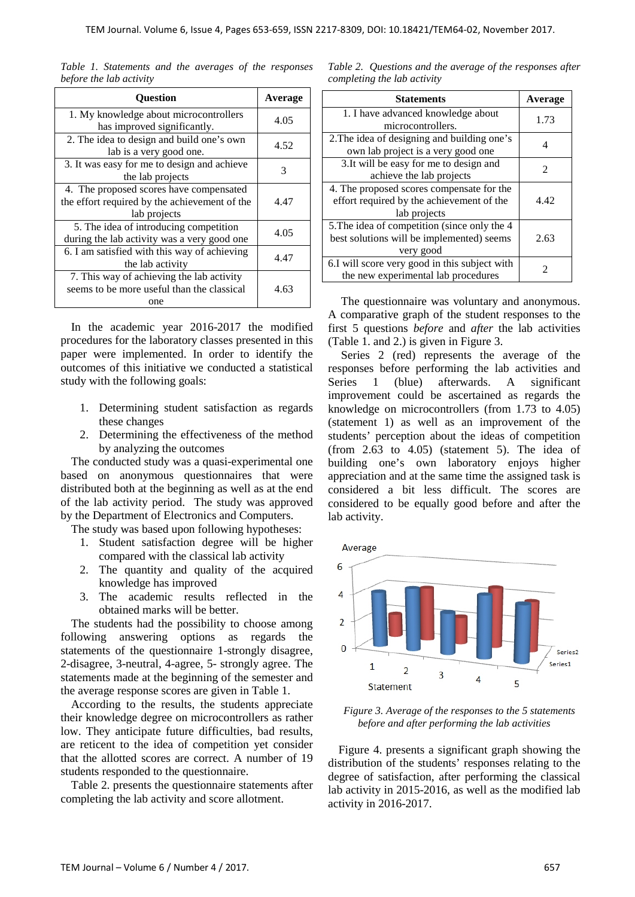*Table 1. Statements and the averages of the responses before the lab activity*

| Question | Average |
|---|---|
| 1. My knowledge about microcontrollers has improved significantly. | 4.05 |
| 2. The idea to design and build one's own lab is a very good one. | 4.52 |
| 3. It was easy for me to design and achieve the lab projects | 3 |
| 4. The proposed scores have compensated the effort required by the achievement of the lab projects | 4.47 |
| 5. The idea of introducing competition during the lab activity was a very good one | 4.05 |
| 6. I am satisfied with this way of achieving the lab activity | 4.47 |
| 7. This way of achieving the lab activity seems to be more useful than the classical one | 4.63 |

In the academic year 2016-2017 the modified procedures for the laboratory classes presented in this paper were implemented. In order to identify the outcomes of this initiative we conducted a statistical study with the following goals:

1. Determining student satisfaction as regards these changes
2. Determining the effectiveness of the method by analyzing the outcomes

The conducted study was a quasi-experimental one based on anonymous questionnaires that were distributed both at the beginning as well as at the end of the lab activity period. The study was approved by the Department of Electronics and Computers.

The study was based upon following hypotheses:

1. Student satisfaction degree will be higher compared with the classical lab activity
2. The quantity and quality of the acquired knowledge has improved
3. The academic results reflected in the obtained marks will be better.

The students had the possibility to choose among following answering options as regards the statements of the questionnaire 1-strongly disagree, 2-disagree, 3-neutral, 4-agree, 5- strongly agree. The statements made at the beginning of the semester and the average response scores are given in Table 1.

According to the results, the students appreciate their knowledge degree on microcontrollers as rather low. They anticipate future difficulties, bad results, are reticent to the idea of competition yet consider that the allotted scores are correct. A number of 19 students responded to the questionnaire.

Table 2. presents the questionnaire statements after completing the lab activity and score allotment.

*Table 2. Questions and the average of the responses after completing the lab activity*

| Statements | Average |
|---|---|
| 1. I have advanced knowledge about microcontrollers. | 1.73 |
| 2.The idea of designing and building one's own lab project is a very good one | 4 |
| 3.It will be easy for me to design and achieve the lab projects | 2 |
| 4. The proposed scores compensate for the effort required by the achievement of the lab projects | 4.42 |
| 5.The idea of competition (since only the 4 best solutions will be implemented) seems very good | 2.63 |
| 6.I will score very good in this subject with the new experimental lab procedures | 2 |

The questionnaire was voluntary and anonymous. A comparative graph of the student responses to the first 5 questions *before* and *after* the lab activities (Table 1. and 2.) is given in Figure 3.

Series 2 (red) represents the average of the responses before performing the lab activities and Series 1 (blue) afterwards. A significant improvement could be ascertained as regards the knowledge on microcontrollers (from 1.73 to 4.05) (statement 1) as well as an improvement of the students' perception about the ideas of competition (from 2.63 to 4.05) (statement 5). The idea of building one's own laboratory enjoys higher appreciation and at the same time the assigned task is considered a bit less difficult. The scores are considered to be equally good before and after the lab activity.

*Figure 3. Average of the responses to the 5 statements before and after performing the lab activities*

Figure 4. presents a significant graph showing the distribution of the students' responses relating to the degree of satisfaction, after performing the classical lab activity in 2015-2016, as well as the modified lab activity in 2016-2017.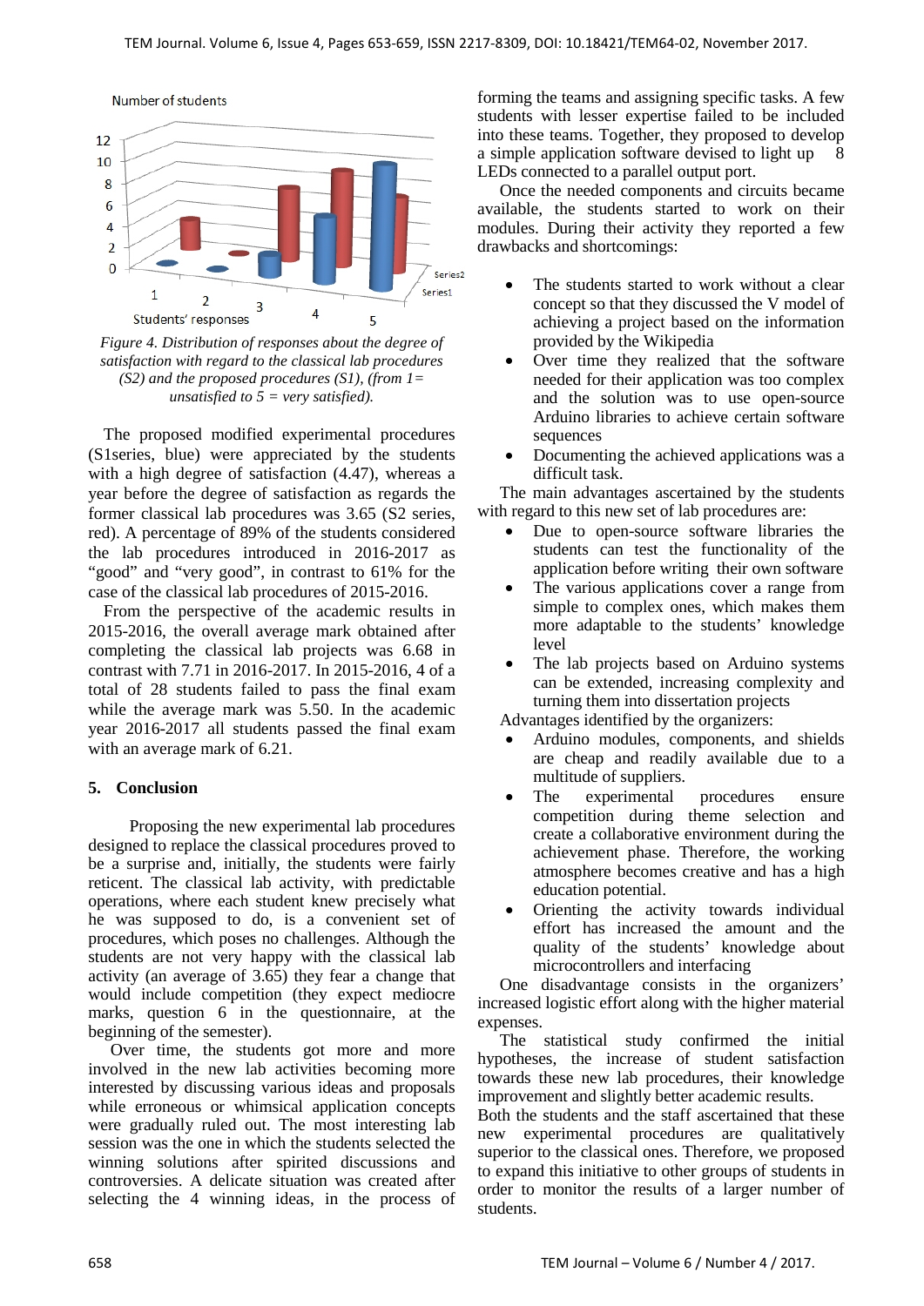Figure 4. Distribution of responses about the degree of satisfaction with regard to the classical lab procedures (S2) and the proposed procedures (S1), (from 1= unsatisfied to 5 = very satisfied).

The proposed modified experimental procedures (S1series, blue) were appreciated by the students with a high degree of satisfaction (4.47), whereas a year before the degree of satisfaction as regards the former classical lab procedures was 3.65 (S2 series, red). A percentage of 89% of the students considered the lab procedures introduced in 2016-2017 as "good" and "very good", in contrast to 61% for the case of the classical lab procedures of 2015-2016.

From the perspective of the academic results in 2015-2016, the overall average mark obtained after completing the classical lab projects was 6.68 in contrast with 7.71 in 2016-2017. In 2015-2016, 4 of a total of 28 students failed to pass the final exam while the average mark was 5.50. In the academic year 2016-2017 all students passed the final exam with an average mark of 6.21.

## 5. Conclusion

Proposing the new experimental lab procedures designed to replace the classical procedures proved to be a surprise and, initially, the students were fairly reticent. The classical lab activity, with predictable operations, where each student knew precisely what he was supposed to do, is a convenient set of procedures, which poses no challenges. Although the students are not very happy with the classical lab activity (an average of 3.65) they fear a change that would include competition (they expect mediocre marks, question 6 in the questionnaire, at the beginning of the semester).

Over time, the students got more and more involved in the new lab activities becoming more interested by discussing various ideas and proposals while erroneous or whimsical application concepts were gradually ruled out. The most interesting lab session was the one in which the students selected the winning solutions after spirited discussions and controversies. A delicate situation was created after selecting the 4 winning ideas, in the process of forming the teams and assigning specific tasks. A few students with lesser expertise failed to be included into these teams. Together, they proposed to develop a simple application software devised to light up 8 LEDs connected to a parallel output port.

Once the needed components and circuits became available, the students started to work on their modules. During their activity they reported a few drawbacks and shortcomings:

- The students started to work without a clear concept so that they discussed the V model of achieving a project based on the information provided by the Wikipedia
- Over time they realized that the software needed for their application was too complex and the solution was to use open-source Arduino libraries to achieve certain software sequences
- Documenting the achieved applications was a difficult task.

The main advantages ascertained by the students with regard to this new set of lab procedures are:

- Due to open-source software libraries the students can test the functionality of the application before writing their own software
- The various applications cover a range from simple to complex ones, which makes them more adaptable to the students' knowledge level
- The lab projects based on Arduino systems can be extended, increasing complexity and turning them into dissertation projects

Advantages identified by the organizers:

- Arduino modules, components, and shields are cheap and readily available due to a multitude of suppliers.
- The experimental procedures ensure competition during theme selection and create a collaborative environment during the achievement phase. Therefore, the working atmosphere becomes creative and has a high education potential.
- Orienting the activity towards individual effort has increased the amount and the quality of the students' knowledge about microcontrollers and interfacing

One disadvantage consists in the organizers' increased logistic effort along with the higher material expenses.

The statistical study confirmed the initial hypotheses, the increase of student satisfaction towards these new lab procedures, their knowledge improvement and slightly better academic results.

Both the students and the staff ascertained that these new experimental procedures are qualitatively superior to the classical ones. Therefore, we proposed to expand this initiative to other groups of students in order to monitor the results of a larger number of students.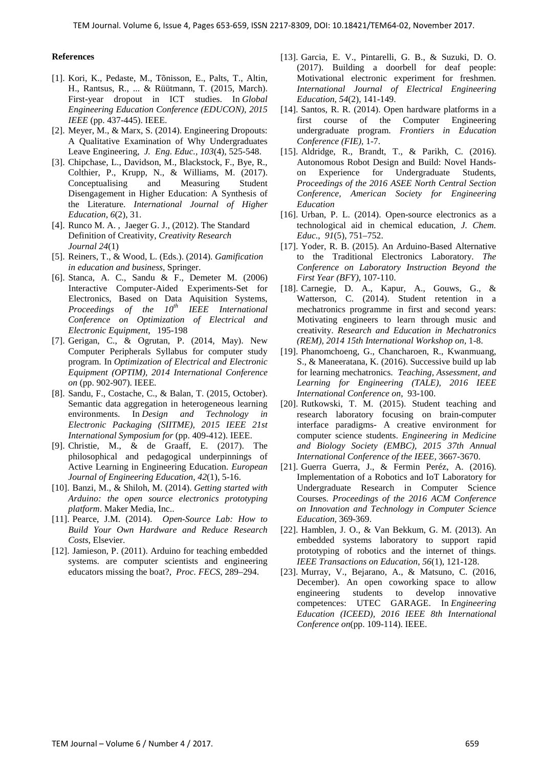**References**

[1]. Kori, K., Pedaste, M., Tõnisson, E., Palts, T., Altin, H., Rantsus, R., ... & Rüütmann, T. (2015, March). First-year dropout in ICT studies. In *Global Engineering Education Conference (EDUCON), 2015 IEEE* (pp. 437-445). IEEE.

[2]. Meyer, M., & Marx, S. (2014). Engineering Dropouts: A Qualitative Examination of Why Undergraduates Leave Engineering, *J. Eng. Educ.*, *103*(4), 525-548.

[3]. Chipchase, L., Davidson, M., Blackstock, F., Bye, R., Colthier, P., Krupp, N., & Williams, M. (2017). Conceptualising and Measuring Student Disengagement in Higher Education: A Synthesis of the Literature. *International Journal of Higher Education*, *6*(2), 31.

[4]. Runco M. A. , Jaeger G. J., (2012). The Standard Definition of Creativity, *Creativity Research Journal 24*(1)

[5]. Reiners, T., & Wood, L. (Eds.). (2014). *Gamification in education and business*, Springer.

[6]. Stanca, A. C., Sandu & F., Demeter M. (2006) Interactive Computer-Aided Experiments-Set for Electronics, Based on Data Aquisition Systems, *Proceedings of the 10th IEEE International Conference on Optimization of Electrical and Electronic Equipment*, 195-198

[7]. Gerigan, C., & Ogrutan, P. (2014, May). New Computer Peripherals Syllabus for computer study program. In *Optimization of Electrical and Electronic Equipment (OPTIM), 2014 International Conference on* (pp. 902-907). IEEE.

[8]. Sandu, F., Costache, C., & Balan, T. (2015, October). Semantic data aggregation in heterogeneous learning environments. In *Design and Technology in Electronic Packaging (SIITME), 2015 IEEE 21st International Symposium for* (pp. 409-412). IEEE.

[9]. Christie, M., & de Graaff, E. (2017). The philosophical and pedagogical underpinnings of Active Learning in Engineering Education. *European Journal of Engineering Education*, *42*(1), 5-16.

[10]. Banzi, M., & Shiloh, M. (2014). *Getting started with Arduino: the open source electronics prototyping platform*. Maker Media, Inc..

[11]. Pearce, J.M. (2014). *Open-Source Lab: How to Build Your Own Hardware and Reduce Research Costs*, Elsevier.

[12]. Jamieson, P. (2011). Arduino for teaching embedded systems. are computer scientists and engineering educators missing the boat?, *Proc. FECS*, 289–294.

[13]. Garcia, E. V., Pintarelli, G. B., & Suzuki, D. O. (2017). Building a doorbell for deaf people: Motivational electronic experiment for freshmen. *International Journal of Electrical Engineering Education*, *54*(2), 141-149.

[14]. Santos, R. R. (2014). Open hardware platforms in a first course of the Computer Engineering undergraduate program. *Frontiers in Education Conference (FIE)*, 1-7.

[15]. Aldridge, R., Brandt, T., & Parikh, C. (2016). Autonomous Robot Design and Build: Novel Hands-on Experience for Undergraduate Students, *Proceedings of the 2016 ASEE North Central Section Conference, American Society for Engineering Education*

[16]. Urban, P. L. (2014). Open-source electronics as a technological aid in chemical education, *J. Chem. Educ.*, *91*(5), 751–752.

[17]. Yoder, R. B. (2015). An Arduino-Based Alternative to the Traditional Electronics Laboratory. *The Conference on Laboratory Instruction Beyond the First Year (BFY)*, 107-110.

[18]. Carnegie, D. A., Kapur, A., Gouws, G., & Watterson, C. (2014). Student retention in a mechatronics programme in first and second years: Motivating engineers to learn through music and creativity. *Research and Education in Mechatronics (REM), 2014 15th International Workshop on*, 1-8.

[19]. Phanomchoeng, G., Chancharoen, R., Kwanmuang, S., & Maneeratana, K. (2016). Successive build up lab for learning mechatronics. *Teaching, Assessment, and Learning for Engineering (TALE), 2016 IEEE International Conference on*, 93-100.

[20]. Rutkowski, T. M. (2015). Student teaching and research laboratory focusing on brain-computer interface paradigms- A creative environment for computer science students. *Engineering in Medicine and Biology Society (EMBC), 2015 37th Annual International Conference of the IEEE*, 3667-3670.

[21]. Guerra Guerra, J., & Fermin Peréz, A. (2016). Implementation of a Robotics and IoT Laboratory for Undergraduate Research in Computer Science Courses. *Proceedings of the 2016 ACM Conference on Innovation and Technology in Computer Science Education*, 369-369.

[22]. Hamblen, J. O., & Van Bekkum, G. M. (2013). An embedded systems laboratory to support rapid prototyping of robotics and the internet of things. *IEEE Transactions on Education*, *56*(1), 121-128.

[23]. Murray, V., Bejarano, A., & Matsuno, C. (2016, December). An open coworking space to allow engineering students to develop innovative competences: UTEC GARAGE. In *Engineering Education (ICEED), 2016 IEEE 8th International Conference on*(pp. 109-114). IEEE.